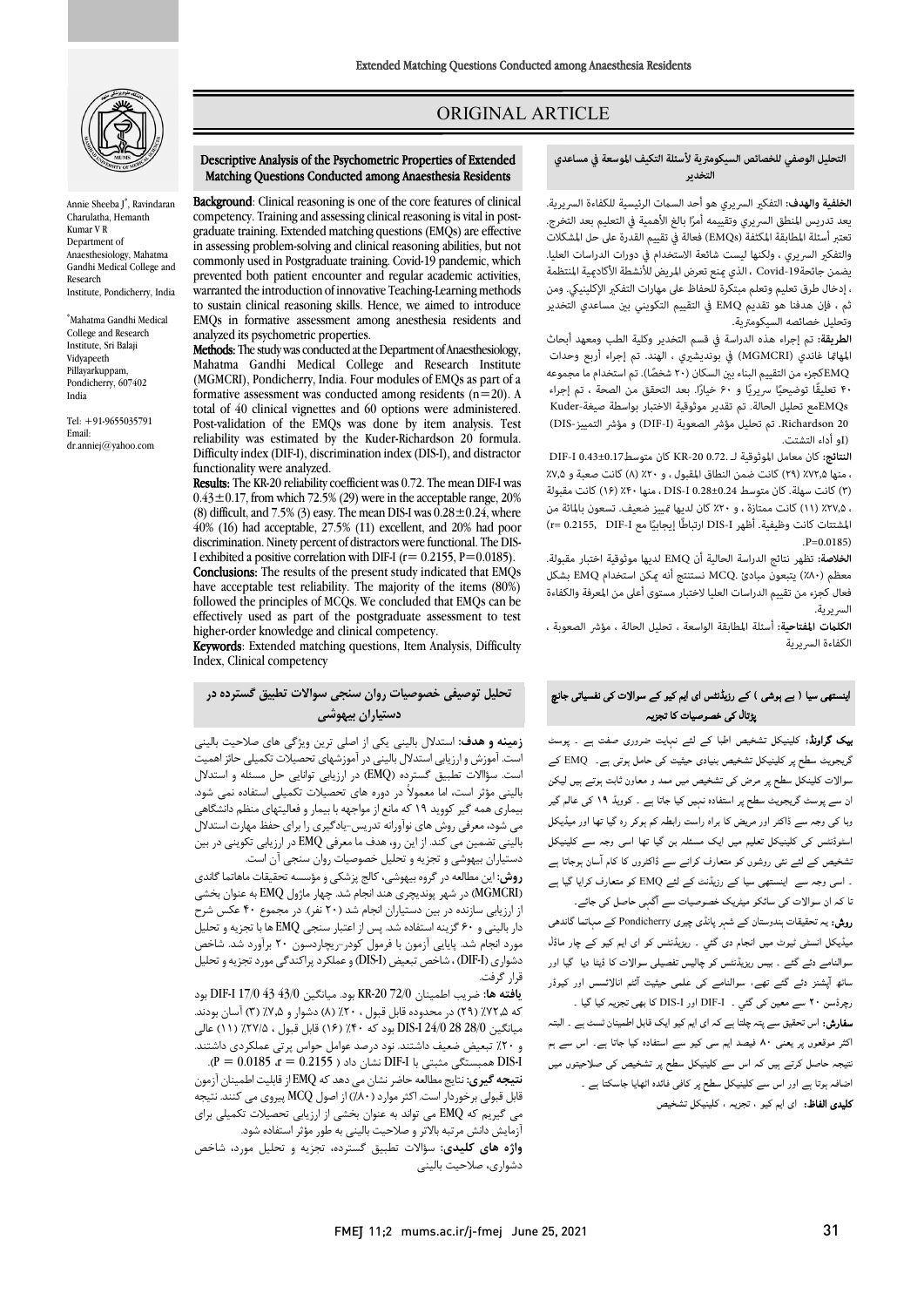# ORIGINAL ARTICLE

Annie Sheeba J[*], Ravindaran Charulatha, Hemanth Kumar V R
Department of Anaesthesiology, Mahatma Gandhi Medical College and Research Institute, Pondicherry, India

[*]Mahatma Gandhi Medical College and Research Institute, Sri Balaji Vidyapeeth Pillayarkuppam, Pondicherry, 607402 India

Tel: +91-9655035791
Email: dr.anniej@yahoo.com

## Descriptive Analysis of the Psychometric Properties of Extended Matching Questions Conducted among Anaesthesia Residents

**Background**: Clinical reasoning is one of the core features of clinical competency. Training and assessing clinical reasoning is vital in post-graduate training. Extended matching questions (EMQs) are effective in assessing problem-solving and clinical reasoning abilities, but not commonly used in Postgraduate training. Covid-19 pandemic, which prevented both patient encounter and regular academic activities, warranted the introduction of innovative Teaching-Learning methods to sustain clinical reasoning skills. Hence, we aimed to introduce EMQs in formative assessment among anesthesia residents and analyzed its psychometric properties.

**Methods:** The study was conducted at the Department of Anaesthesiology, Mahatma Gandhi Medical College and Research Institute (MGMCRI), Pondicherry, India. Four modules of EMQs as part of a formative assessment was conducted among residents (n=20). A total of 40 clinical vignettes and 60 options were administered. Post-validation of the EMQs was done by item analysis. Test reliability was estimated by the Kuder-Richardson 20 formula. Difficulty index (DIF-I), discrimination index (DIS-I), and distractor functionality were analyzed.

**Results:** The KR-20 reliability coefficient was 0.72. The mean DIF-I was 0.43±0.17, from which 72.5% (29) were in the acceptable range, 20% (8) difficult, and 7.5% (3) easy. The mean DIS-I was 0.28±0.24, where 40% (16) had acceptable, 27.5% (11) excellent, and 20% had poor discrimination. Ninety percent of distractors were functional. The DIS-I exhibited a positive correlation with DIF-I (r= 0.2155, P=0.0185).

**Conclusions:** The results of the present study indicated that EMQs have acceptable test reliability. The majority of the items (80%) followed the principles of MCQs. We concluded that EMQs can be effectively used as part of the postgraduate assessment to test higher-order knowledge and clinical competency.

**Keywords**: Extended matching questions, Item Analysis, Difficulty Index, Clinical competency

## تحليل توصيفی خصوصيات روان سنجی سوالات تطبيق گسترده در دستياران بيهوشی

**زمينه و هدف:** استدلال بالينی يكی از اصلی ترين ويژگی های صلاحيت بالينی است. آموزش و ارزيابی استدلال بالينی در آموزشهای تحصيلات تكميلی حائز اهميت است. سؤالات تطبيق گسترده (EMQ) در ارزيابی توانايی حل مسئله و استدلال بالينی مؤثر است، اما معمولاً در دوره های تحصيلات تكميلی استفاده نمی شود. بيماری همه گير كوويد ۱۹ كه مانع از مواجهه با بيمار و فعاليتهای منظم دانشگاهی می شود، معرفی روش های نوآورانه تدريس-يادگيری را برای حفظ مهارت استدلال بالينی تضمين می كند. از اين رو، هدف ما معرفی EMQ در ارزيابی تكوينی در بين دستياران بيهوشی و تجزيه و تحليل خصوصيات روان سنجی آن است.

**روش:** اين مطالعه در گروه بيهوشی، كالج پزشكی و مؤسسه تحقيقات ماهاتما گاندی (MGMCRI) در شهر پونديچری هند انجام شد. چهار ماژول EMQ به عنوان بخشی از ارزيابی سازنده در بين دستياران انجام شد (۲۰ نفر). در مجموع ۴۰ عكس شرح دار بالينی و ۶۰ گزينه استفاده شد. پس از اعتبار سنجی EMQ ها با تجزيه و تحليل مورد انجام شد. پايايی آزمون با فرمول كودر-ريچاردسون ۲۰ برآورد شد. شاخص دشواری (DIF-I) ، شاخص تبعيض (DIS-I) و عملكرد پراكندگی مورد تجزيه و تحليل قرار گرفت.

**يافته ها:** ضريب اطمينان KR-20 72/0 بود. ميانگين DIF-I 17/0 43 43/0 بود كه ۷۲،۵٪ (۲۹) در محدوده قابل قبول ، ۲۰٪ (۸) دشوار و ۷،۵٪ (۳) آسان بودند. ميانگين DIS-I 24/0 28 28/0 بود كه ۴۰٪ (۱۶) قابل قبول ، ۲۷/۵٪ (۱۱) عالی و ۲۰٪ تبعيض ضعيف داشتند. نود درصد عوامل حواس پرتی عملكردی داشتند. DIS-I همبستگی مثبتی با DIF-I نشان داد ( r = 0.2155 ، P = 0.0185).

**نتيجه گيری:** نتايج مطالعه حاضر نشان می دهد كه EMQ از قابليت اطمينان آزمون قابل قبولی برخوردار است. اكثر موارد (۸۰٪) از اصول MCQ پيروی می كنند. نتيجه می گيريم كه EMQ می تواند به عنوان بخشی از ارزيابی تحصيلات تكميلی برای آزمايش دانش مرتبه بالاتر و صلاحيت بالينی به طور مؤثر استفاده شود.

**واژه های كليدی:** سؤالات تطبيق گسترده، تجزيه و تحليل مورد، شاخص دشواری، صلاحيت بالينی

## التحليل الوصفي للخصائص السيكومترية لأسئلة التكيف الموسعة في مساعدي التخدير

**الخلفية والهدف:** التفكير السريري هو أحد السمات الرئيسية للكفاءة السريرية. يعد تدريس المنطق السريري وتقييمه أمرًا بالغ الأهمية في التعليم بعد التخرج. تعتبر أسئلة المطابقة المكثفة (EMQs) فعالة في تقييم القدرة على حل المشكلات والتفكير السريري ، ولكنها ليست شائعة الاستخدام في دورات الدراسات العليا. يضمن جائحةCovid-19 ، الذي يمنع تعرض المريض للأنشطة الأكاديمية المنتظمة ، إدخال طرق تعليم وتعلم مبتكرة للحفاظ على مهارات التفكير الإكلينيكي. ومن ثم ، فإن هدفنا هو تقديم EMQ في التقييم التكويني بين مساعدي التخدير وتحليل خصائصه السيكومترية.

**الطريقة:** تم إجراء هذه الدراسة في قسم التخدير وكلية الطب ومعهد أبحاث المهاتما غاندي (MGMCRI) في بونديشيري ، الهند. تم إجراء أربع وحدات EMQكجزء من التقييم البناء بين السكان (۲۰ شخصًا). تم استخدام ما مجموعه ۴۰ تعليقًا توضيحيًا سريريًا و ۶۰ خيارًا. بعد التحقق من الصحة ، تم إجراء EMQsمع تحليل الحالة. تم تقدير موثوقية الاختبار بواسطة صيغة-Kuder Richardson 20. تم تحليل مؤشر الصعوبة (DIF-I) و مؤشر التمييز (DIS-I) (أو أداء التشتت.

**النتائج:** كان معامل الموثوقية لـ KR-20 0.72. كان متوسطDIF-I 0.43±0.17 ، منها ۷۲،۵٪ (۲۹) كانت ضمن النطاق المقبول ، و ۲۰٪ (۸) كانت صعبة و ۷،۵٪ (۳) كانت سهلة. كان متوسط DIS-I 0.28±0.24 ، منها ۴۰٪ (۱۶) كانت مقبولة ، ۲۷،۵٪ (۱۱) كانت ممتازة ، و ۲۰٪ كان لديها تمييز ضعيف. تسعون بالمائة من المشتتات كانت وظيفية. أظهر DIS-I ارتباطًا إيجابيًا مع DIF-I (r= 0.2155, P=0.0185).

**الخلاصة:** تظهر نتائج الدراسة الحالية أن EMQ لديها موثوقية اختبار مقبولة. معظم (۸۰٪) يتبعون مبادئ MCQ. نستنتج أنه يمكن استخدام EMQ بشكل فعال كجزء من تقييم الدراسات العليا لاختبار مستوى أعلى من المعرفة والكفاءة السريرية.

**الكلمات المفتاحية:** أسئلة المطابقة الواسعة ، تحليل الحالة ، مؤشر الصعوبة ، الكفاءة السريرية

## اینستھی سیا ( بے ہوشی ) کے ریزیڈنس ای ایم کیو کے سوالات کی نفسیاتی جانچ پڑتال کی خصوصیات کا تجزیہ

**بیک گراونڈ:** کلینیکل تشخیص اطبا کے لئے نہایت ضروری صفت ہے ۔ پوسٹ گریجویٹ سطح پر کلینیکل تشخیص بنیادی حیثیت کی حامل ہوتی ہے ۔ EMQ کے سوالات کلینکل سطح پر مرض کی تشخیص میں ممد و معاون ثابت ہوتے ہیں لیکن ان سے پوسٹ گریجویٹ سطح پر استفادہ نہیں کیا جاتا ہے ۔ کووڈ ۱۹ کی عالم گیر وبا کی وجہ سے ڈاکٹر اور مریض کا براہ راست رابطہ کم ہوکر رہ گیا تھا اور میڈیکل اسٹوڈنٹس کی کلینیکل تعلیم میں ایک مسئلہ بن گیا تھا اسی وجہ سے کلینیکل تشخیص کے لئے نئی روشوں کو متعارف کرانے سے ڈاکٹروں کا کام آسان ہوجاتا ہے ۔ اسی وجہ سے اینستھی سیا کے ریزیڈنٹ کے لئے EMQ کو متعارف کرایا گیا ہے تا کہ ان سوالات کی سائکو میٹریک خصوصیات سے آگہی حاصل کی جائے۔

**روش:** یہ تحقیقات ہندوستان کے شہر پانڈی چیری Pondicherry کے مہاتما گاندھی میڈیکل انسٹی ٹیوٹ میں انجام دی گئی ۔ ریزیڈنٹس کو ای ایم کیو کے چار ماڈل سوالنامے دئے گئے ۔ بیس ریزیڈنٹس کو چالیس تفصیلی سوالات کا ڈیٹا دیا گیا اور ساٹھ آپشنز دئے گئے تھے ، سوالنامے کی علمی حیثیت آئٹم اناالئسس اور کیوڈر رچرڈسن ۲۰ سے معین کی گئی ۔ DIF-I اور DIS-I کا بھی تجزیہ کیا گیا ۔

**سفارش:** اس تحقیق سے پتہ چلتا ہے کہ ای ایم کیو ایک قابل اطمینان ٹسٹ ہے ۔ البتہ اکثر موقعوں پر یعنی ۸۰ فیصد ایم سی کیو سے استفادہ کیا جاتا ہے ۔ اس سے ہم نتیجہ حاصل کرتے ہیں کہ اس سے کلینیکل سطح پر تشخیص کی صلاحیتوں میں اضافہ ہوتا ہے اور اس سے کلینیکل سطح پر کافی فائدہ اٹھایا جاسکتا ہے ۔

**کلیدی الفاظ:** ای ایم کیو ، تجزیہ ، کلینیکل تشخیص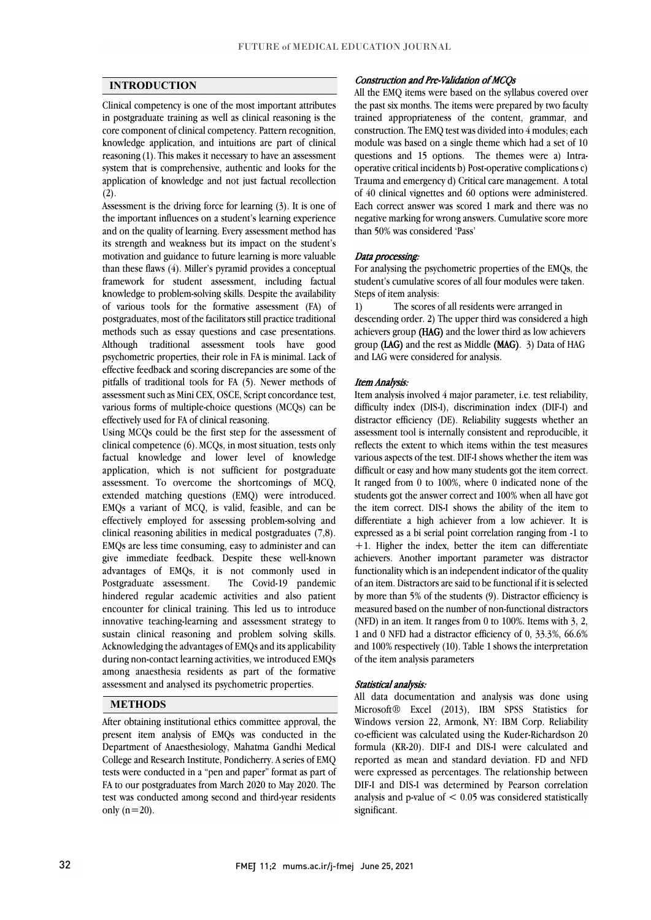## INTRODUCTION

Clinical competency is one of the most important attributes in postgraduate training as well as clinical reasoning is the core component of clinical competency. Pattern recognition, knowledge application, and intuitions are part of clinical reasoning (1). This makes it necessary to have an assessment system that is comprehensive, authentic and looks for the application of knowledge and not just factual recollection (2).

Assessment is the driving force for learning (3). It is one of the important influences on a student's learning experience and on the quality of learning. Every assessment method has its strength and weakness but its impact on the student's motivation and guidance to future learning is more valuable than these flaws (4). Miller's pyramid provides a conceptual framework for student assessment, including factual knowledge to problem-solving skills. Despite the availability of various tools for the formative assessment (FA) of postgraduates, most of the facilitators still practice traditional methods such as essay questions and case presentations. Although traditional assessment tools have good psychometric properties, their role in FA is minimal. Lack of effective feedback and scoring discrepancies are some of the pitfalls of traditional tools for FA (5). Newer methods of assessment such as Mini CEX, OSCE, Script concordance test, various forms of multiple-choice questions (MCQs) can be effectively used for FA of clinical reasoning.

Using MCQs could be the first step for the assessment of clinical competence (6). MCQs, in most situation, tests only factual knowledge and lower level of knowledge application, which is not sufficient for postgraduate assessment. To overcome the shortcomings of MCQ, extended matching questions (EMQ) were introduced. EMQs a variant of MCQ, is valid, feasible, and can be effectively employed for assessing problem-solving and clinical reasoning abilities in medical postgraduates (7,8). EMQs are less time consuming, easy to administer and can give immediate feedback. Despite these well-known advantages of EMQs, it is not commonly used in Postgraduate assessment. The Covid-19 pandemic hindered regular academic activities and also patient encounter for clinical training. This led us to introduce innovative teaching-learning and assessment strategy to sustain clinical reasoning and problem solving skills. Acknowledging the advantages of EMQs and its applicability during non-contact learning activities, we introduced EMQs among anaesthesia residents as part of the formative assessment and analysed its psychometric properties.

## METHODS

After obtaining institutional ethics committee approval, the present item analysis of EMQs was conducted in the Department of Anaesthesiology, Mahatma Gandhi Medical College and Research Institute, Pondicherry. A series of EMQ tests were conducted in a "pen and paper" format as part of FA to our postgraduates from March 2020 to May 2020. The test was conducted among second and third-year residents only (n=20).

### *Construction and Pre-Validation of MCQs*

All the EMQ items were based on the syllabus covered over the past six months. The items were prepared by two faculty trained appropriateness of the content, grammar, and construction. The EMQ test was divided into 4 modules; each module was based on a single theme which had a set of 10 questions and 15 options. The themes were a) Intra-operative critical incidents b) Post-operative complications c) Trauma and emergency d) Critical care management. A total of 40 clinical vignettes and 60 options were administered. Each correct answer was scored 1 mark and there was no negative marking for wrong answers. Cumulative score more than 50% was considered 'Pass'

### *Data processing:*

For analysing the psychometric properties of the EMQs, the student's cumulative scores of all four modules were taken.

Steps of item analysis:

1) The scores of all residents were arranged in descending order. 2) The upper third was considered a high achievers group **(HAG)** and the lower third as low achievers group **(LAG)** and the rest as Middle **(MAG)**. 3) Data of HAG and LAG were considered for analysis.

### *Item Analysis:*

Item analysis involved 4 major parameter, i.e. test reliability, difficulty index (DIS-I), discrimination index (DIF-I) and distractor efficiency (DE). Reliability suggests whether an assessment tool is internally consistent and reproducible, it reflects the extent to which items within the test measures various aspects of the test. DIF-I shows whether the item was difficult or easy and how many students got the item correct. It ranged from 0 to 100%, where 0 indicated none of the students got the answer correct and 100% when all have got the item correct. DIS-I shows the ability of the item to differentiate a high achiever from a low achiever. It is expressed as a bi serial point correlation ranging from -1 to +1. Higher the index, better the item can differentiate achievers. Another important parameter was distractor functionality which is an independent indicator of the quality of an item. Distractors are said to be functional if it is selected by more than 5% of the students (9). Distractor efficiency is measured based on the number of non-functional distractors (NFD) in an item. It ranges from 0 to 100%. Items with 3, 2, 1 and 0 NFD had a distractor efficiency of 0, 33.3%, 66.6% and 100% respectively (10). Table 1 shows the interpretation of the item analysis parameters

### *Statistical analysis:*

All data documentation and analysis was done using Microsoft® Excel (2013), IBM SPSS Statistics for Windows version 22, Armonk, NY: IBM Corp. Reliability co-efficient was calculated using the Kuder-Richardson 20 formula (KR-20). DIF-I and DIS-I were calculated and reported as mean and standard deviation. FD and NFD were expressed as percentages. The relationship between DIF-I and DIS-I was determined by Pearson correlation analysis and p-value of $< 0.05$ was considered statistically significant.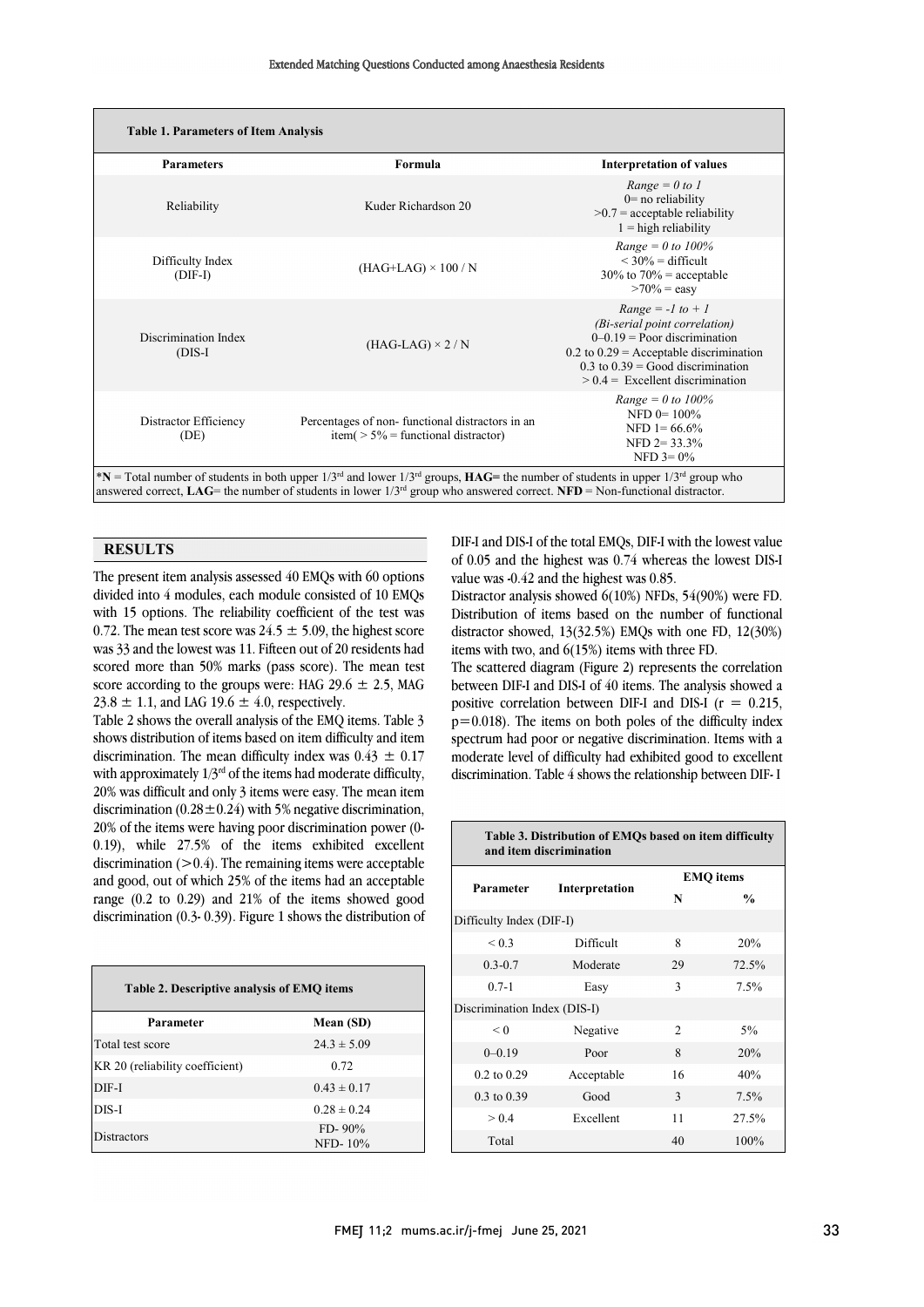**Table 1. Parameters of Item Analysis**

| Parameters | Formula | Interpretation of values |
|---|---|---|
| Reliability | Kuder Richardson 20 | *Range = 0 to 1*<br>0= no reliability<br>>0.7 = acceptable reliability<br>1 = high reliability |
| Difficulty Index (DIF-I) | (HAG+LAG) × 100 / N | *Range = 0 to 100%*<br>< 30% = difficult<br>30% to 70% = acceptable<br>>70% = easy |
| Discrimination Index (DIS-I | (HAG-LAG) × 2 / N | *Range = -1 to + 1*<br>*(Bi-serial point correlation)*<br>0–0.19 = Poor discrimination<br>0.2 to 0.29 = Acceptable discrimination<br>0.3 to 0.39 = Good discrimination<br>> 0.4 = Excellent discrimination |
| Distractor Efficiency (DE) | Percentages of non- functional distractors in an item( > 5% = functional distractor) | *Range = 0 to 100%*<br>NFD 0= 100%<br>NFD 1= 66.6%<br>NFD 2= 33.3%<br>NFD 3= 0% |

***N** = Total number of students in both upper 1/3rd and lower 1/3rd groups, **HAG=** the number of students in upper 1/3rd group who answered correct, **LAG**= the number of students in lower 1/3rd group who answered correct. **NFD** = Non-functional distractor.

## RESULTS

The present item analysis assessed 40 EMQs with 60 options divided into 4 modules, each module consisted of 10 EMQs with 15 options. The reliability coefficient of the test was 0.72. The mean test score was $24.5 \pm 5.09$, the highest score was 33 and the lowest was 11. Fifteen out of 20 residents had scored more than 50% marks (pass score). The mean test score according to the groups were: HAG $29.6 \pm 2.5$, MAG $23.8 \pm 1.1$, and LAG $19.6 \pm 4.0$, respectively.

Table 2 shows the overall analysis of the EMQ items. Table 3 shows distribution of items based on item difficulty and item discrimination. The mean difficulty index was $0.43 \pm 0.17$ with approximately 1/3rd of the items had moderate difficulty, 20% was difficult and only 3 items were easy. The mean item discrimination ($0.28 \pm 0.24$) with 5% negative discrimination, 20% of the items were having poor discrimination power (0-0.19), while 27.5% of the items exhibited excellent discrimination (>0.4). The remaining items were acceptable and good, out of which 25% of the items had an acceptable range (0.2 to 0.29) and 21% of the items showed good discrimination (0.3- 0.39). Figure 1 shows the distribution of DIF-I and DIS-I of the total EMQs, DIF-I with the lowest value of 0.05 and the highest was 0.74 whereas the lowest DIS-I value was -0.42 and the highest was 0.85.

Distractor analysis showed 6(10%) NFDs, 54(90%) were FD. Distribution of items based on the number of functional distractor showed, 13(32.5%) EMQs with one FD, 12(30%) items with two, and 6(15%) items with three FD.

The scattered diagram (Figure 2) represents the correlation between DIF-I and DIS-I of 40 items. The analysis showed a positive correlation between DIF-I and DIS-I ($r = 0.215$, $p=0.018$). The items on both poles of the difficulty index spectrum had poor or negative discrimination. Items with a moderate level of difficulty had exhibited good to excellent discrimination. Table 4 shows the relationship between DIF- I

**Table 2. Descriptive analysis of EMQ items**

| Parameter | Mean (SD) |
|---|---|
| Total test score | $24.3 \pm 5.09$ |
| KR 20 (reliability coefficient) | 0.72 |
| DIF-I | $0.43 \pm 0.17$ |
| DIS-I | $0.28 \pm 0.24$ |
| Distractors | FD- 90%<br>NFD- 10% |

**Table 3. Distribution of EMQs based on item difficulty and item discrimination**

| Parameter | Interpretation | EMQ items | |
|---|---|---|---|
| | | N | % |
| Difficulty Index (DIF-I) | | | |
| < 0.3 | Difficult | 8 | 20% |
| 0.3-0.7 | Moderate | 29 | 72.5% |
| 0.7-1 | Easy | 3 | 7.5% |
| Discrimination Index (DIS-I) | | | |
| < 0 | Negative | 2 | 5% |
| 0–0.19 | Poor | 8 | 20% |
| 0.2 to 0.29 | Acceptable | 16 | 40% |
| 0.3 to 0.39 | Good | 3 | 7.5% |
| > 0.4 | Excellent | 11 | 27.5% |
| Total | | 40 | 100% |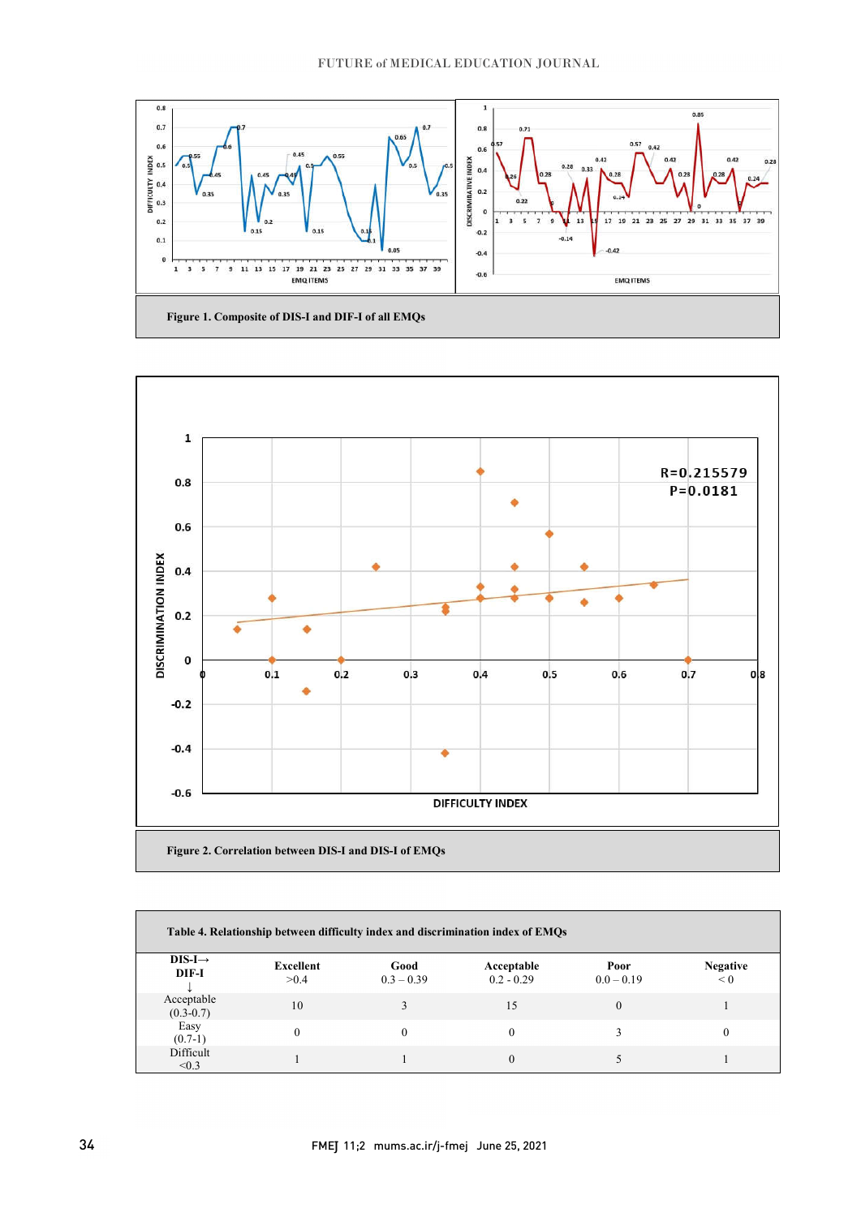Figure 1. Composite of DIS-I and DIF-I of all EMQs

Figure 2. Correlation between DIS-I and DIS-I of EMQs

**Table 4. Relationship between difficulty index and discrimination index of EMQs**

| DIS-I→ DIF-I ↓ | Excellent >0.4 | Good 0.3 – 0.39 | Acceptable 0.2 - 0.29 | Poor 0.0 – 0.19 | Negative < 0 |
|---|---|---|---|---|---|
| Acceptable (0.3-0.7) | 10 | 3 | 15 | 0 | 1 |
| Easy (0.7-1) | 0 | 0 | 0 | 3 | 0 |
| Difficult <0.3 | 1 | 1 | 0 | 5 | 1 |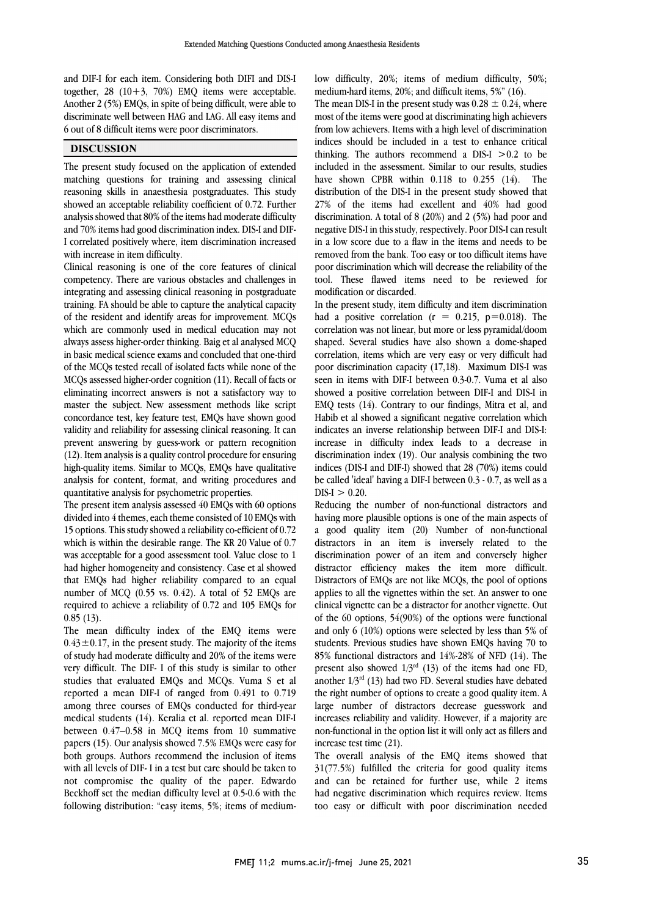and DIF-I for each item. Considering both DIFI and DIS-I together, 28 (10+3, 70%) EMQ items were acceptable. Another 2 (5%) EMQs, in spite of being difficult, were able to discriminate well between HAG and LAG. All easy items and 6 out of 8 difficult items were poor discriminators.

## DISCUSSION

The present study focused on the application of extended matching questions for training and assessing clinical reasoning skills in anaesthesia postgraduates. This study showed an acceptable reliability coefficient of 0.72. Further analysis showed that 80% of the items had moderate difficulty and 70% items had good discrimination index. DIS-I and DIF-I correlated positively where, item discrimination increased with increase in item difficulty.

Clinical reasoning is one of the core features of clinical competency. There are various obstacles and challenges in integrating and assessing clinical reasoning in postgraduate training. FA should be able to capture the analytical capacity of the resident and identify areas for improvement. MCQs which are commonly used in medical education may not always assess higher-order thinking. Baig et al analysed MCQ in basic medical science exams and concluded that one-third of the MCQs tested recall of isolated facts while none of the MCQs assessed higher-order cognition (11). Recall of facts or eliminating incorrect answers is not a satisfactory way to master the subject. New assessment methods like script concordance test, key feature test, EMQs have shown good validity and reliability for assessing clinical reasoning. It can prevent answering by guess-work or pattern recognition (12). Item analysis is a quality control procedure for ensuring high-quality items. Similar to MCQs, EMQs have qualitative analysis for content, format, and writing procedures and quantitative analysis for psychometric properties.

The present item analysis assessed 40 EMQs with 60 options divided into 4 themes, each theme consisted of 10 EMQs with 15 options. This study showed a reliability co-efficient of 0.72 which is within the desirable range. The KR 20 Value of 0.7 was acceptable for a good assessment tool. Value close to 1 had higher homogeneity and consistency. Case et al showed that EMQs had higher reliability compared to an equal number of MCQ (0.55 vs. 0.42). A total of 52 EMQs are required to achieve a reliability of 0.72 and 105 EMQs for 0.85 (13).

The mean difficulty index of the EMQ items were $0.43\pm0.17$, in the present study. The majority of the items of study had moderate difficulty and 20% of the items were very difficult. The DIF- I of this study is similar to other studies that evaluated EMQs and MCQs. Vuma S et al reported a mean DIF-I of ranged from 0.491 to 0.719 among three courses of EMQs conducted for third-year medical students (14). Keralia et al. reported mean DIF-I between 0.47–0.58 in MCQ items from 10 summative papers (15). Our analysis showed 7.5% EMQs were easy for both groups. Authors recommend the inclusion of items with all levels of DIF- I in a test but care should be taken to not compromise the quality of the paper. Edwardo Beckhoff set the median difficulty level at 0.5-0.6 with the following distribution: "easy items, 5%; items of medium-low difficulty, 20%; items of medium difficulty, 50%; medium-hard items, 20%; and difficult items, 5%" (16).

The mean DIS-I in the present study was $0.28 \pm 0.24$, where most of the items were good at discriminating high achievers from low achievers. Items with a high level of discrimination indices should be included in a test to enhance critical thinking. The authors recommend a DIS-I $>0.2$ to be included in the assessment. Similar to our results, studies have shown CPBR within 0.118 to 0.255 (14). The distribution of the DIS-I in the present study showed that 27% of the items had excellent and 40% had good discrimination. A total of 8 (20%) and 2 (5%) had poor and negative DIS-I in this study, respectively. Poor DIS-I can result in a low score due to a flaw in the items and needs to be removed from the bank. Too easy or too difficult items have poor discrimination which will decrease the reliability of the tool. These flawed items need to be reviewed for modification or discarded.

In the present study, item difficulty and item discrimination had a positive correlation ($r = 0.215$, $p=0.018$). The correlation was not linear, but more or less pyramidal/doom shaped. Several studies have also shown a dome-shaped correlation, items which are very easy or very difficult had poor discrimination capacity (17,18). Maximum DIS-I was seen in items with DIF-I between 0.3-0.7. Vuma et al also showed a positive correlation between DIF-I and DIS-I in EMQ tests (14). Contrary to our findings, Mitra et al, and Habib et al showed a significant negative correlation which indicates an inverse relationship between DIF-I and DIS-I: increase in difficulty index leads to a decrease in discrimination index (19). Our analysis combining the two indices (DIS-I and DIF-I) showed that 28 (70%) items could be called 'ideal' having a DIF-I between 0.3 - 0.7, as well as a DIS-I $> 0.20$.

Reducing the number of non-functional distractors and having more plausible options is one of the main aspects of a good quality item (20). Number of non-functional distractors in an item is inversely related to the discrimination power of an item and conversely higher distractor efficiency makes the item more difficult. Distractors of EMQs are not like MCQs, the pool of options applies to all the vignettes within the set. An answer to one clinical vignette can be a distractor for another vignette. Out of the 60 options, 54(90%) of the options were functional and only 6 (10%) options were selected by less than 5% of students. Previous studies have shown EMQs having 70 to 85% functional distractors and 14%-28% of NFD (14). The present also showed $1/3^{rd}$ (13) of the items had one FD, another $1/3^{rd}$ (13) had two FD. Several studies have debated the right number of options to create a good quality item. A large number of distractors decrease guesswork and increases reliability and validity. However, if a majority are non-functional in the option list it will only act as fillers and increase test time (21).

The overall analysis of the EMQ items showed that 31(77.5%) fulfilled the criteria for good quality items and can be retained for further use, while 2 items had negative discrimination which requires review. Items too easy or difficult with poor discrimination needed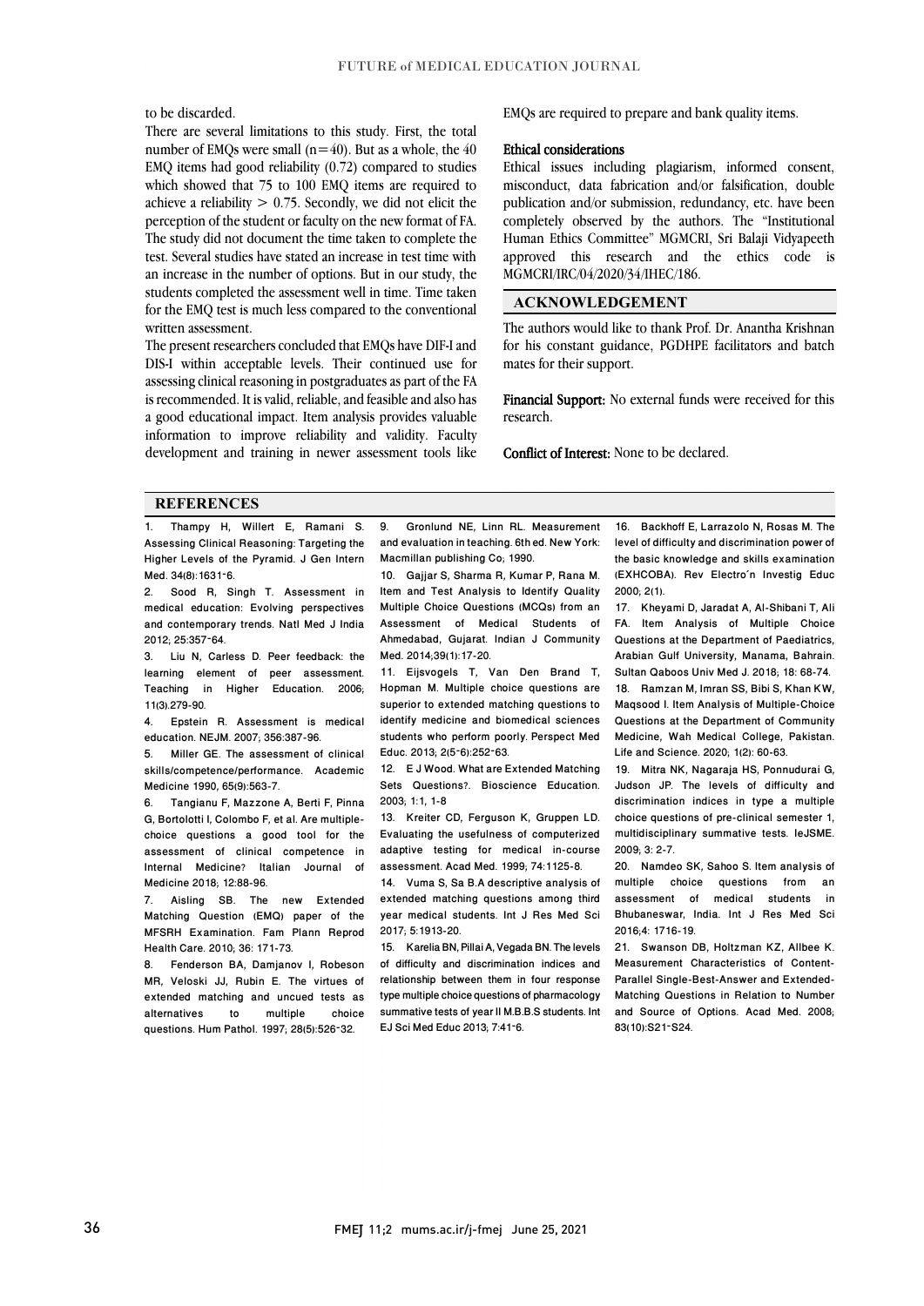to be discarded.

There are several limitations to this study. First, the total number of EMQs were small (n=40). But as a whole, the 40 EMQ items had good reliability (0.72) compared to studies which showed that 75 to 100 EMQ items are required to achieve a reliability > 0.75. Secondly, we did not elicit the perception of the student or faculty on the new format of FA. The study did not document the time taken to complete the test. Several studies have stated an increase in test time with an increase in the number of options. But in our study, the students completed the assessment well in time. Time taken for the EMQ test is much less compared to the conventional written assessment.

The present researchers concluded that EMQs have DIF-I and DIS-I within acceptable levels. Their continued use for assessing clinical reasoning in postgraduates as part of the FA is recommended. It is valid, reliable, and feasible and also has a good educational impact. Item analysis provides valuable information to improve reliability and validity. Faculty development and training in newer assessment tools like EMQs are required to prepare and bank quality items.

### Ethical considerations

Ethical issues including plagiarism, informed consent, misconduct, data fabrication and/or falsification, double publication and/or submission, redundancy, etc. have been completely observed by the authors. The "Institutional Human Ethics Committee" MGMCRI, Sri Balaji Vidyapeeth approved this research and the ethics code is MGMCRI/IRC/04/2020/34/IHEC/186.

## ACKNOWLEDGEMENT

The authors would like to thank Prof. Dr. Anantha Krishnan for his constant guidance, PGDHPE facilitators and batch mates for their support.

**Financial Support:** No external funds were received for this research.

**Conflict of Interest:** None to be declared.

## REFERENCES

1. Thampy H, Willert E, Ramani S. Assessing Clinical Reasoning: Targeting the Higher Levels of the Pyramid. J Gen Intern Med. 34(8):1631-6.
2. Sood R, Singh T. Assessment in medical education: Evolving perspectives and contemporary trends. Natl Med J India 2012; 25:357-64.
3. Liu N, Carless D. Peer feedback: the learning element of peer assessment. Teaching in Higher Education. 2006; 11(3).279-90.
4. Epstein R. Assessment is medical education. NEJM. 2007; 356:387-96.
5. Miller GE. The assessment of clinical skills/competence/performance. Academic Medicine 1990, 65(9):563-7.
6. Tangianu F, Mazzone A, Berti F, Pinna G, Bortolotti I, Colombo F, et al. Are multiple-choice questions a good tool for the assessment of clinical competence in Internal Medicine? Italian Journal of Medicine 2018; 12:88-96.
7. Aisling SB. The new Extended Matching Question (EMQ) paper of the MFSRH Examination. Fam Plann Reprod Health Care. 2010; 36: 171-73.
8. Fenderson BA, Damjanov I, Robeson MR, Veloski JJ, Rubin E. The virtues of extended matching and uncued tests as alternatives to multiple choice questions. Hum Pathol. 1997; 28(5):526-32.
9. Gronlund NE, Linn RL. Measurement and evaluation in teaching. 6th ed. New York: Macmillan publishing Co; 1990.
10. Gajjar S, Sharma R, Kumar P, Rana M. Item and Test Analysis to Identify Quality Multiple Choice Questions (MCQs) from an Assessment of Medical Students of Ahmedabad, Gujarat. Indian J Community Med. 2014;39(1):17-20.
11. Eijsvogels T, Van Den Brand T, Hopman M. Multiple choice questions are superior to extended matching questions to identify medicine and biomedical sciences students who perform poorly. Perspect Med Educ. 2013; 2(5-6):252-63.
12. E J Wood. What are Extended Matching Sets Questions?. Bioscience Education. 2003; 1:1, 1-8
13. Kreiter CD, Ferguson K, Gruppen LD. Evaluating the usefulness of computerized adaptive testing for medical in-course assessment. Acad Med. 1999; 74:1125-8.
14. Vuma S, Sa B.A descriptive analysis of extended matching questions among third year medical students. Int J Res Med Sci 2017; 5:1913-20.
15. Karelia BN, Pillai A, Vegada BN. The levels of difficulty and discrimination indices and relationship between them in four response type multiple choice questions of pharmacology summative tests of year II M.B.B.S students. Int EJ Sci Med Educ 2013; 7:41-6.
16. Backhoff E, Larrazolo N, Rosas M. The level of difficulty and discrimination power of the basic knowledge and skills examination (EXHCOBA). Rev Electro´n Investig Educ 2000; 2(1).
17. Kheyami D, Jaradat A, Al-Shibani T, Ali FA. Item Analysis of Multiple Choice Questions at the Department of Paediatrics, Arabian Gulf University, Manama, Bahrain. Sultan Qaboos Univ Med J. 2018; 18: 68-74.
18. Ramzan M, Imran SS, Bibi S, Khan KW, Maqsood I. Item Analysis of Multiple-Choice Questions at the Department of Community Medicine, Wah Medical College, Pakistan. Life and Science. 2020; 1(2): 60-63.
19. Mitra NK, Nagaraja HS, Ponnudurai G, Judson JP. The levels of difficulty and discrimination indices in type a multiple choice questions of pre-clinical semester 1, multidisciplinary summative tests. IeJSME. 2009; 3: 2-7.
20. Namdeo SK, Sahoo S. Item analysis of multiple choice questions from an assessment of medical students in Bhubaneswar, India. Int J Res Med Sci 2016;4: 1716-19.
21. Swanson DB, Holtzman KZ, Allbee K. Measurement Characteristics of Content-Parallel Single-Best-Answer and Extended-Matching Questions in Relation to Number and Source of Options. Acad Med. 2008; 83(10):S21-S24.